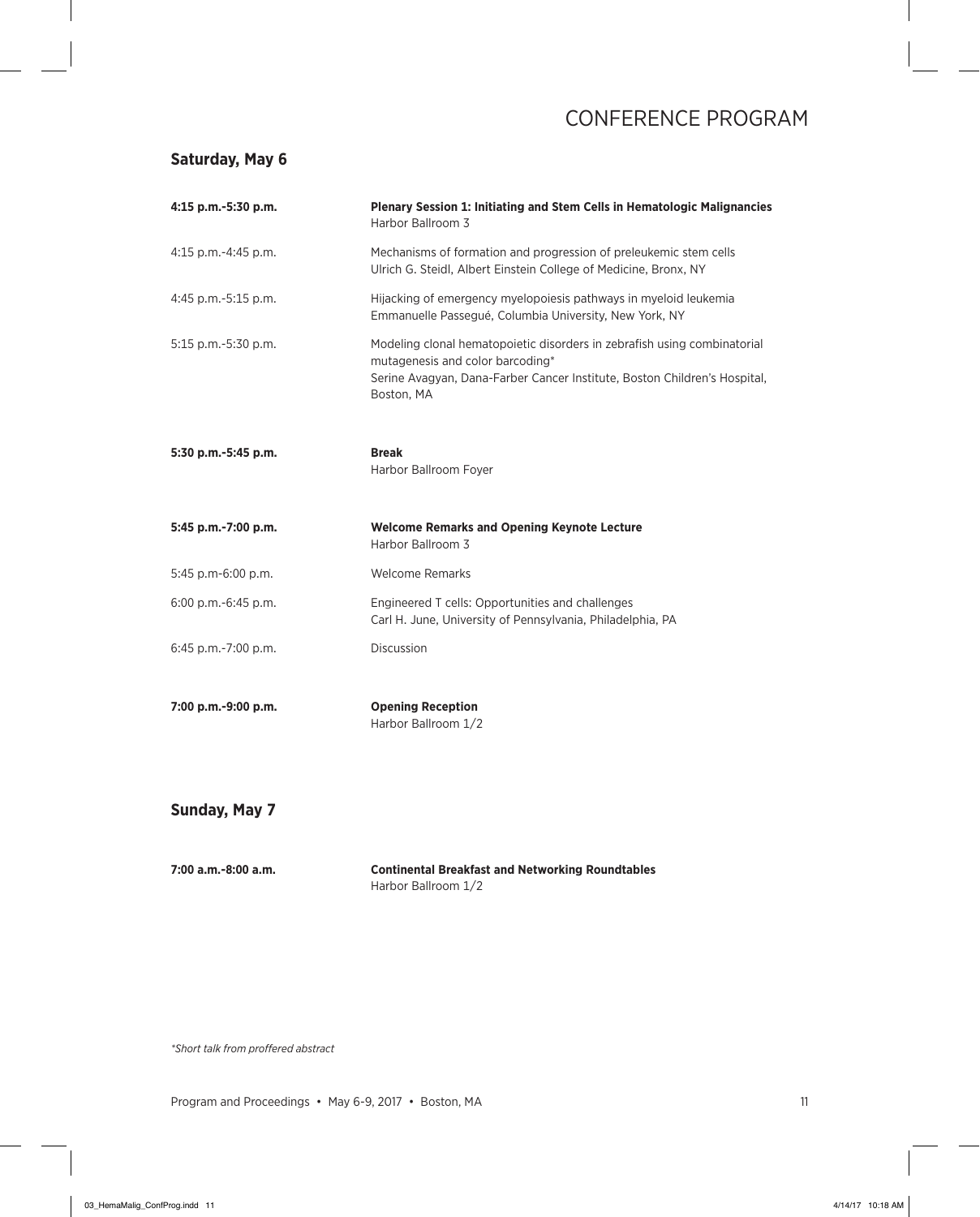# CONFERENCE PROGRAM

## Saturday, May 6

**4:15 p.m.-5:30 p.m.** **Plenary Session 1: Initiating and Stem Cells in Hematologic Malignancies**
Harbor Ballroom 3

4:15 p.m.-4:45 p.m. Mechanisms of formation and progression of preleukemic stem cells
Ulrich G. Steidl, Albert Einstein College of Medicine, Bronx, NY

4:45 p.m.-5:15 p.m. Hijacking of emergency myelopoiesis pathways in myeloid leukemia
Emmanuelle Passegué, Columbia University, New York, NY

5:15 p.m.-5:30 p.m. Modeling clonal hematopoietic disorders in zebrafish using combinatorial mutagenesis and color barcoding*
Serine Avagyan, Dana-Farber Cancer Institute, Boston Children's Hospital, Boston, MA

**5:30 p.m.-5:45 p.m.** **Break**
Harbor Ballroom Foyer

**5:45 p.m.-7:00 p.m.** **Welcome Remarks and Opening Keynote Lecture**
Harbor Ballroom 3

5:45 p.m-6:00 p.m. Welcome Remarks

6:00 p.m.-6:45 p.m. Engineered T cells: Opportunities and challenges
Carl H. June, University of Pennsylvania, Philadelphia, PA

6:45 p.m.-7:00 p.m. Discussion

**7:00 p.m.-9:00 p.m.** **Opening Reception**
Harbor Ballroom 1/2

## Sunday, May 7

**7:00 a.m.-8:00 a.m.** **Continental Breakfast and Networking Roundtables**
Harbor Ballroom 1/2

*Short talk from proffered abstract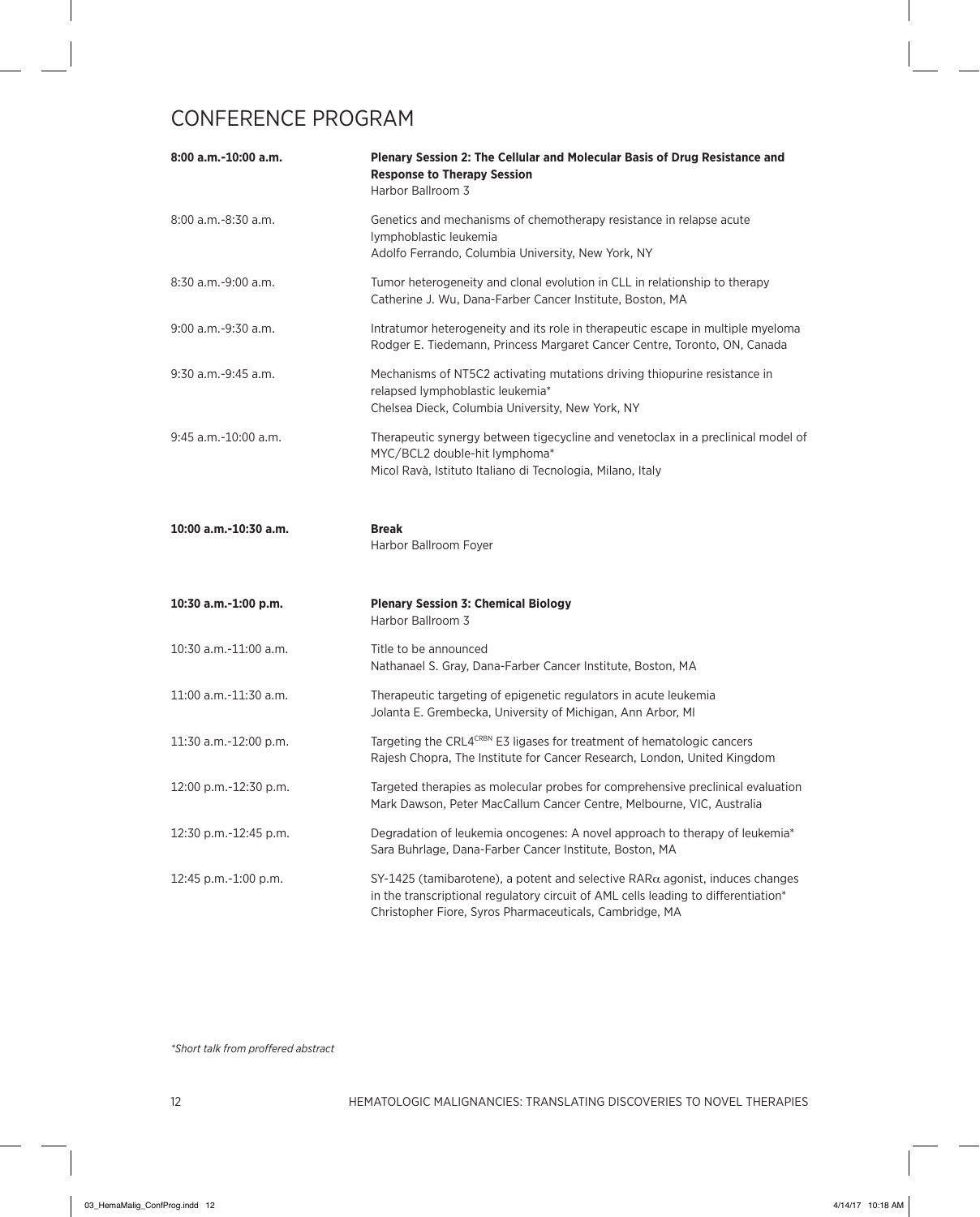# CONFERENCE PROGRAM

| | |
|---|---|
| **8:00 a.m.-10:00 a.m.** | **Plenary Session 2: The Cellular and Molecular Basis of Drug Resistance and Response to Therapy Session**<br>Harbor Ballroom 3 |
| 8:00 a.m.-8:30 a.m. | Genetics and mechanisms of chemotherapy resistance in relapse acute lymphoblastic leukemia<br>Adolfo Ferrando, Columbia University, New York, NY |
| 8:30 a.m.-9:00 a.m. | Tumor heterogeneity and clonal evolution in CLL in relationship to therapy<br>Catherine J. Wu, Dana-Farber Cancer Institute, Boston, MA |
| 9:00 a.m.-9:30 a.m. | Intratumor heterogeneity and its role in therapeutic escape in multiple myeloma<br>Rodger E. Tiedemann, Princess Margaret Cancer Centre, Toronto, ON, Canada |
| 9:30 a.m.-9:45 a.m. | Mechanisms of NT5C2 activating mutations driving thiopurine resistance in relapsed lymphoblastic leukemia*<br>Chelsea Dieck, Columbia University, New York, NY |
| 9:45 a.m.-10:00 a.m. | Therapeutic synergy between tigecycline and venetoclax in a preclinical model of MYC/BCL2 double-hit lymphoma*<br>Micol Ravà, Istituto Italiano di Tecnologia, Milano, Italy |
| **10:00 a.m.-10:30 a.m.** | **Break**<br>Harbor Ballroom Foyer |
| **10:30 a.m.-1:00 p.m.** | **Plenary Session 3: Chemical Biology**<br>Harbor Ballroom 3 |
| 10:30 a.m.-11:00 a.m. | Title to be announced<br>Nathanael S. Gray, Dana-Farber Cancer Institute, Boston, MA |
| 11:00 a.m.-11:30 a.m. | Therapeutic targeting of epigenetic regulators in acute leukemia<br>Jolanta E. Grembecka, University of Michigan, Ann Arbor, MI |
| 11:30 a.m.-12:00 p.m. | Targeting the $CRL4^{CRBN}$ E3 ligases for treatment of hematologic cancers<br>Rajesh Chopra, The Institute for Cancer Research, London, United Kingdom |
| 12:00 p.m.-12:30 p.m. | Targeted therapies as molecular probes for comprehensive preclinical evaluation<br>Mark Dawson, Peter MacCallum Cancer Centre, Melbourne, VIC, Australia |
| 12:30 p.m.-12:45 p.m. | Degradation of leukemia oncogenes: A novel approach to therapy of leukemia*<br>Sara Buhrlage, Dana-Farber Cancer Institute, Boston, MA |
| 12:45 p.m.-1:00 p.m. | SY-1425 (tamibarotene), a potent and selective RAR$\alpha$ agonist, induces changes in the transcriptional regulatory circuit of AML cells leading to differentiation*<br>Christopher Fiore, Syros Pharmaceuticals, Cambridge, MA |

*Short talk from proffered abstract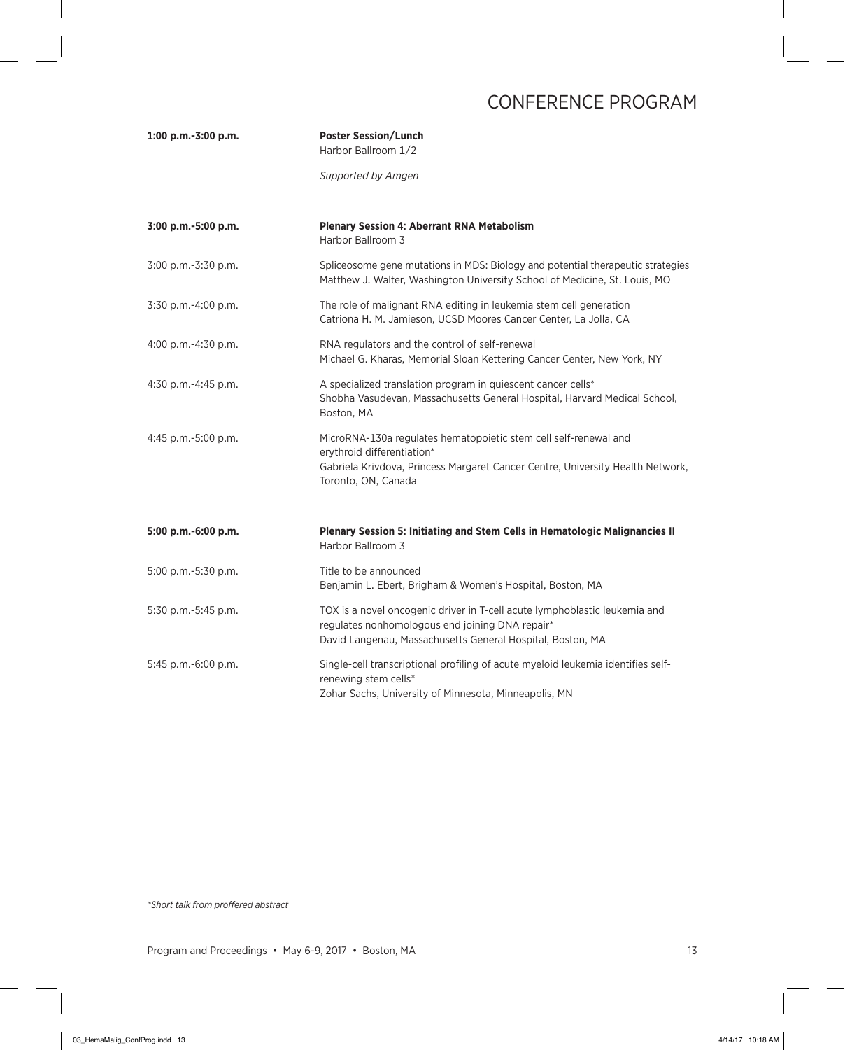# CONFERENCE PROGRAM

**1:00 p.m.-3:00 p.m.** **Poster Session/Lunch**
Harbor Ballroom 1/2

*Supported by Amgen*

**3:00 p.m.-5:00 p.m.** **Plenary Session 4: Aberrant RNA Metabolism**
Harbor Ballroom 3

3:00 p.m.-3:30 p.m. Spliceosome gene mutations in MDS: Biology and potential therapeutic strategies
Matthew J. Walter, Washington University School of Medicine, St. Louis, MO

3:30 p.m.-4:00 p.m. The role of malignant RNA editing in leukemia stem cell generation
Catriona H. M. Jamieson, UCSD Moores Cancer Center, La Jolla, CA

4:00 p.m.-4:30 p.m. RNA regulators and the control of self-renewal
Michael G. Kharas, Memorial Sloan Kettering Cancer Center, New York, NY

4:30 p.m.-4:45 p.m. A specialized translation program in quiescent cancer cells*
Shobha Vasudevan, Massachusetts General Hospital, Harvard Medical School, Boston, MA

4:45 p.m.-5:00 p.m. MicroRNA-130a regulates hematopoietic stem cell self-renewal and erythroid differentiation*
Gabriela Krivdova, Princess Margaret Cancer Centre, University Health Network, Toronto, ON, Canada

**5:00 p.m.-6:00 p.m.** **Plenary Session 5: Initiating and Stem Cells in Hematologic Malignancies II**
Harbor Ballroom 3

5:00 p.m.-5:30 p.m. Title to be announced
Benjamin L. Ebert, Brigham & Women's Hospital, Boston, MA

5:30 p.m.-5:45 p.m. TOX is a novel oncogenic driver in T-cell acute lymphoblastic leukemia and regulates nonhomologous end joining DNA repair*
David Langenau, Massachusetts General Hospital, Boston, MA

5:45 p.m.-6:00 p.m. Single-cell transcriptional profiling of acute myeloid leukemia identifies self-renewing stem cells*
Zohar Sachs, University of Minnesota, Minneapolis, MN

*\*Short talk from proffered abstract*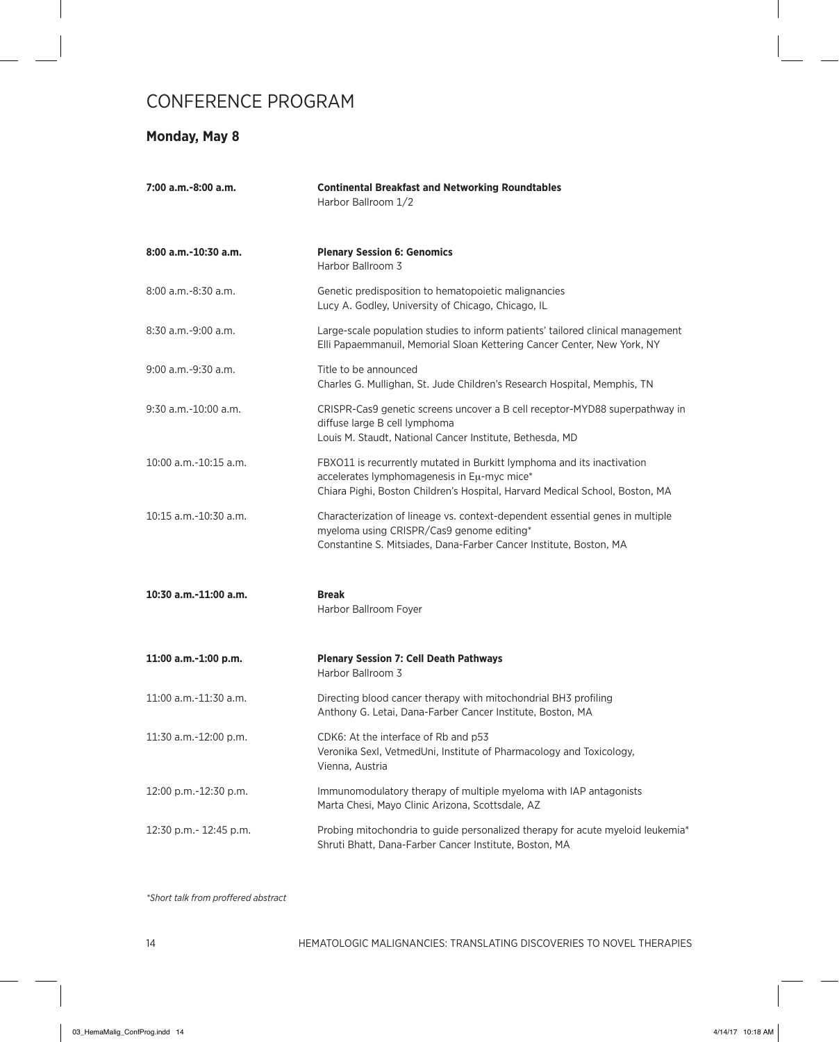# CONFERENCE PROGRAM

## Monday, May 8

| | |
|---|---|
| **7:00 a.m.-8:00 a.m.** | **Continental Breakfast and Networking Roundtables**<br>Harbor Ballroom 1/2 |
| **8:00 a.m.-10:30 a.m.** | **Plenary Session 6: Genomics**<br>Harbor Ballroom 3 |
| 8:00 a.m.-8:30 a.m. | Genetic predisposition to hematopoietic malignancies<br>Lucy A. Godley, University of Chicago, Chicago, IL |
| 8:30 a.m.-9:00 a.m. | Large-scale population studies to inform patients' tailored clinical management<br>Elli Papaemmanuil, Memorial Sloan Kettering Cancer Center, New York, NY |
| 9:00 a.m.-9:30 a.m. | Title to be announced<br>Charles G. Mullighan, St. Jude Children's Research Hospital, Memphis, TN |
| 9:30 a.m.-10:00 a.m. | CRISPR-Cas9 genetic screens uncover a B cell receptor-MYD88 superpathway in diffuse large B cell lymphoma<br>Louis M. Staudt, National Cancer Institute, Bethesda, MD |
| 10:00 a.m.-10:15 a.m. | FBXO11 is recurrently mutated in Burkitt lymphoma and its inactivation accelerates lymphomagenesis in Eμ-myc mice*<br>Chiara Pighi, Boston Children's Hospital, Harvard Medical School, Boston, MA |
| 10:15 a.m.-10:30 a.m. | Characterization of lineage vs. context-dependent essential genes in multiple myeloma using CRISPR/Cas9 genome editing*<br>Constantine S. Mitsiades, Dana-Farber Cancer Institute, Boston, MA |
| **10:30 a.m.-11:00 a.m.** | **Break**<br>Harbor Ballroom Foyer |
| **11:00 a.m.-1:00 p.m.** | **Plenary Session 7: Cell Death Pathways**<br>Harbor Ballroom 3 |
| 11:00 a.m.-11:30 a.m. | Directing blood cancer therapy with mitochondrial BH3 profiling<br>Anthony G. Letai, Dana-Farber Cancer Institute, Boston, MA |
| 11:30 a.m.-12:00 p.m. | CDK6: At the interface of Rb and p53<br>Veronika Sexl, VetmedUni, Institute of Pharmacology and Toxicology, Vienna, Austria |
| 12:00 p.m.-12:30 p.m. | Immunomodulatory therapy of multiple myeloma with IAP antagonists<br>Marta Chesi, Mayo Clinic Arizona, Scottsdale, AZ |
| 12:30 p.m.- 12:45 p.m. | Probing mitochondria to guide personalized therapy for acute myeloid leukemia*<br>Shruti Bhatt, Dana-Farber Cancer Institute, Boston, MA |

*Short talk from proffered abstract*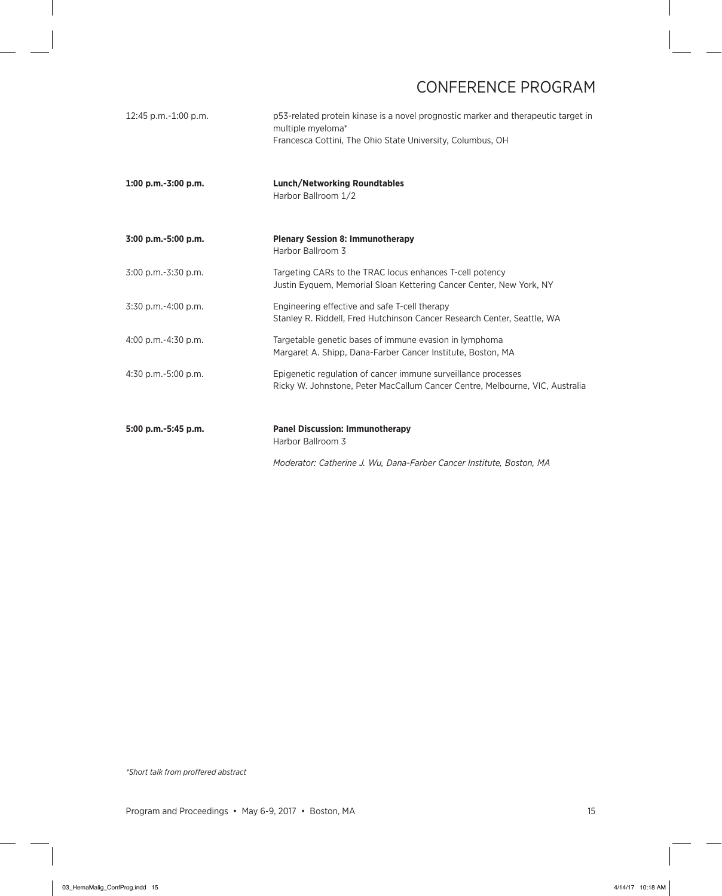# CONFERENCE PROGRAM

| | |
|---|---|
| 12:45 p.m.-1:00 p.m. | p53-related protein kinase is a novel prognostic marker and therapeutic target in multiple myeloma* <br> Francesca Cottini, The Ohio State University, Columbus, OH |
| **1:00 p.m.-3:00 p.m.** | **Lunch/Networking Roundtables** <br> Harbor Ballroom 1/2 |
| **3:00 p.m.-5:00 p.m.** | **Plenary Session 8: Immunotherapy** <br> Harbor Ballroom 3 |
| 3:00 p.m.-3:30 p.m. | Targeting CARs to the TRAC locus enhances T-cell potency <br> Justin Eyquem, Memorial Sloan Kettering Cancer Center, New York, NY |
| 3:30 p.m.-4:00 p.m. | Engineering effective and safe T-cell therapy <br> Stanley R. Riddell, Fred Hutchinson Cancer Research Center, Seattle, WA |
| 4:00 p.m.-4:30 p.m. | Targetable genetic bases of immune evasion in lymphoma <br> Margaret A. Shipp, Dana-Farber Cancer Institute, Boston, MA |
| 4:30 p.m.-5:00 p.m. | Epigenetic regulation of cancer immune surveillance processes <br> Ricky W. Johnstone, Peter MacCallum Cancer Centre, Melbourne, VIC, Australia |
| **5:00 p.m.-5:45 p.m.** | **Panel Discussion: Immunotherapy** <br> Harbor Ballroom 3 <br> *Moderator: Catherine J. Wu, Dana-Farber Cancer Institute, Boston, MA* |

*\*Short talk from proffered abstract*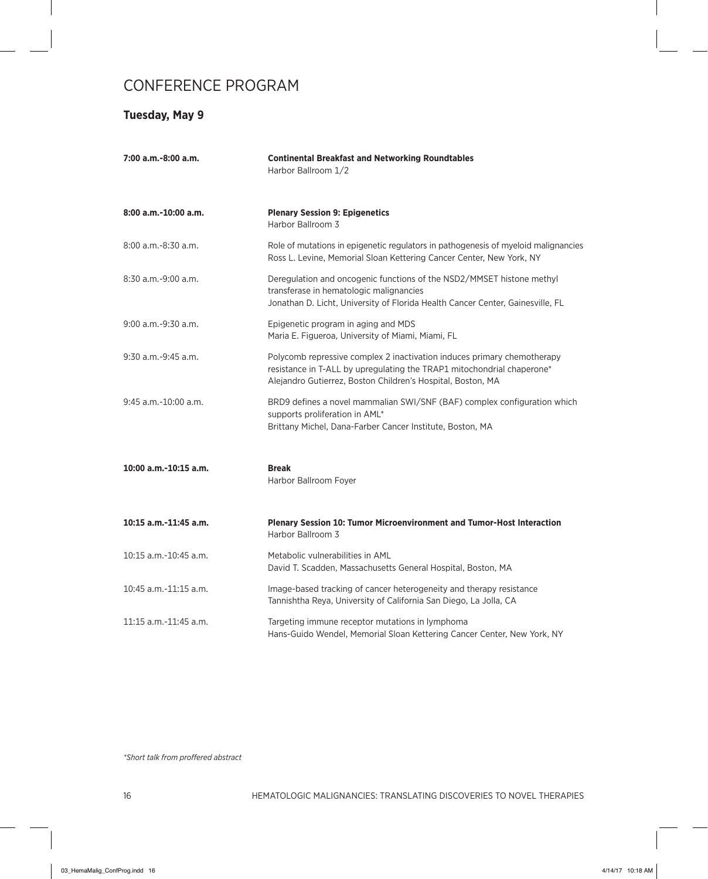# CONFERENCE PROGRAM

## Tuesday, May 9

| | |
|---|---|
| **7:00 a.m.-8:00 a.m.** | **Continental Breakfast and Networking Roundtables**<br>Harbor Ballroom 1/2 |
| **8:00 a.m.-10:00 a.m.** | **Plenary Session 9: Epigenetics**<br>Harbor Ballroom 3 |
| 8:00 a.m.-8:30 a.m. | Role of mutations in epigenetic regulators in pathogenesis of myeloid malignancies<br>Ross L. Levine, Memorial Sloan Kettering Cancer Center, New York, NY |
| 8:30 a.m.-9:00 a.m. | Deregulation and oncogenic functions of the NSD2/MMSET histone methyl transferase in hematologic malignancies<br>Jonathan D. Licht, University of Florida Health Cancer Center, Gainesville, FL |
| 9:00 a.m.-9:30 a.m. | Epigenetic program in aging and MDS<br>Maria E. Figueroa, University of Miami, Miami, FL |
| 9:30 a.m.-9:45 a.m. | Polycomb repressive complex 2 inactivation induces primary chemotherapy resistance in T-ALL by upregulating the TRAP1 mitochondrial chaperone*<br>Alejandro Gutierrez, Boston Children's Hospital, Boston, MA |
| 9:45 a.m.-10:00 a.m. | BRD9 defines a novel mammalian SWI/SNF (BAF) complex configuration which supports proliferation in AML*<br>Brittany Michel, Dana-Farber Cancer Institute, Boston, MA |
| **10:00 a.m.-10:15 a.m.** | **Break**<br>Harbor Ballroom Foyer |
| **10:15 a.m.-11:45 a.m.** | **Plenary Session 10: Tumor Microenvironment and Tumor-Host Interaction**<br>Harbor Ballroom 3 |
| 10:15 a.m.-10:45 a.m. | Metabolic vulnerabilities in AML<br>David T. Scadden, Massachusetts General Hospital, Boston, MA |
| 10:45 a.m.-11:15 a.m. | Image-based tracking of cancer heterogeneity and therapy resistance<br>Tannishtha Reya, University of California San Diego, La Jolla, CA |
| 11:15 a.m.-11:45 a.m. | Targeting immune receptor mutations in lymphoma<br>Hans-Guido Wendel, Memorial Sloan Kettering Cancer Center, New York, NY |

*\*Short talk from proffered abstract*